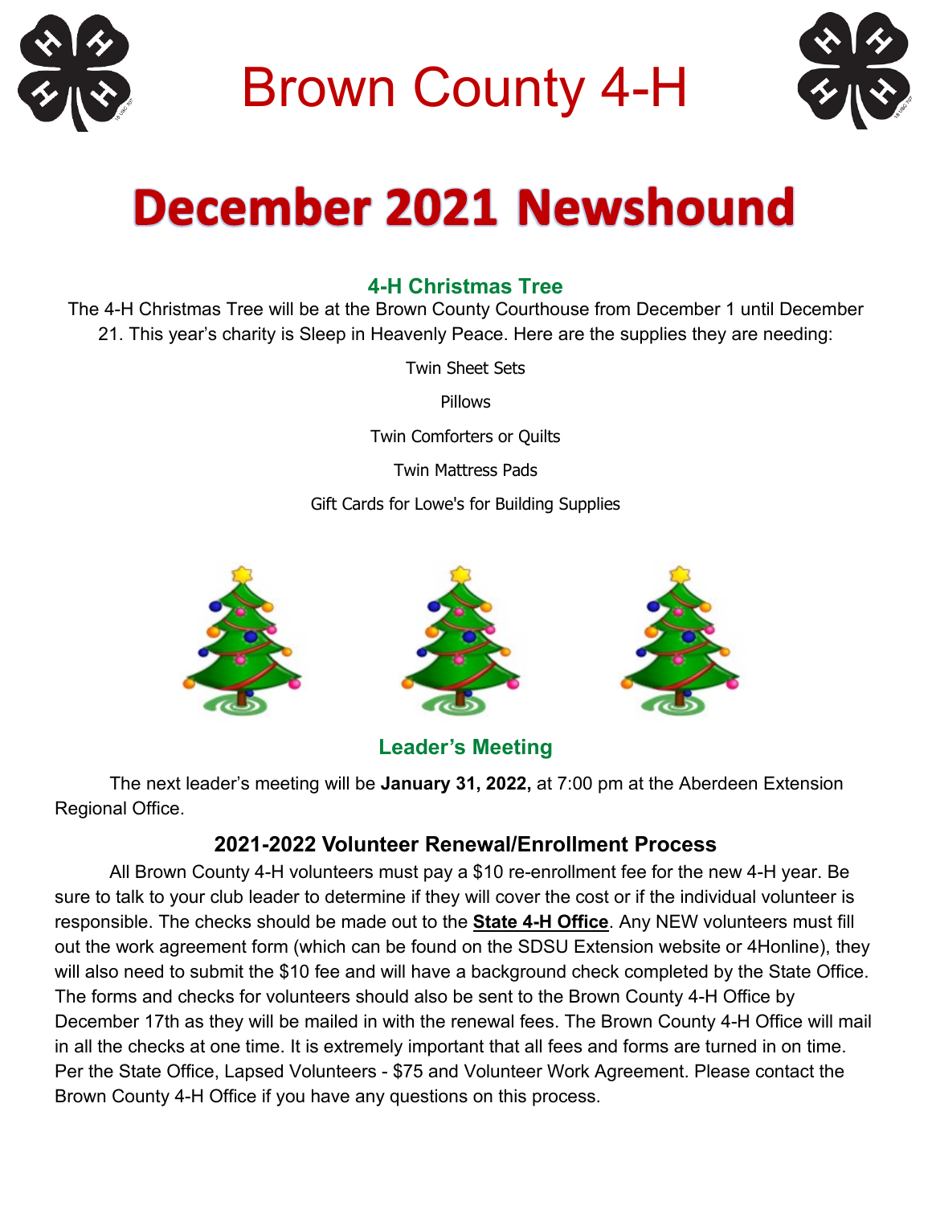# Brown County 4-H

# December 2021 Newshound

### 4-H Christmas Tree

The 4-H Christmas Tree will be at the Brown County Courthouse from December 1 until December 21. This year's charity is Sleep in Heavenly Peace. Here are the supplies they are needing:

Twin Sheet Sets

Pillows

Twin Comforters or Quilts

Twin Mattress Pads

Gift Cards for Lowe's for Building Supplies

### Leader's Meeting

The next leader's meeting will be **January 31, 2022,** at 7:00 pm at the Aberdeen Extension Regional Office.

### 2021-2022 Volunteer Renewal/Enrollment Process

All Brown County 4-H volunteers must pay a $10 re-enrollment fee for the new 4-H year. Be sure to talk to your club leader to determine if they will cover the cost or if the individual volunteer is responsible. The checks should be made out to the **State 4-H Office**. Any NEW volunteers must fill out the work agreement form (which can be found on the SDSU Extension website or 4Honline), they will also need to submit the $10 fee and will have a background check completed by the State Office. The forms and checks for volunteers should also be sent to the Brown County 4-H Office by December 17th as they will be mailed in with the renewal fees. The Brown County 4-H Office will mail in all the checks at one time. It is extremely important that all fees and forms are turned in on time. Per the State Office, Lapsed Volunteers - $75 and Volunteer Work Agreement. Please contact the Brown County 4-H Office if you have any questions on this process.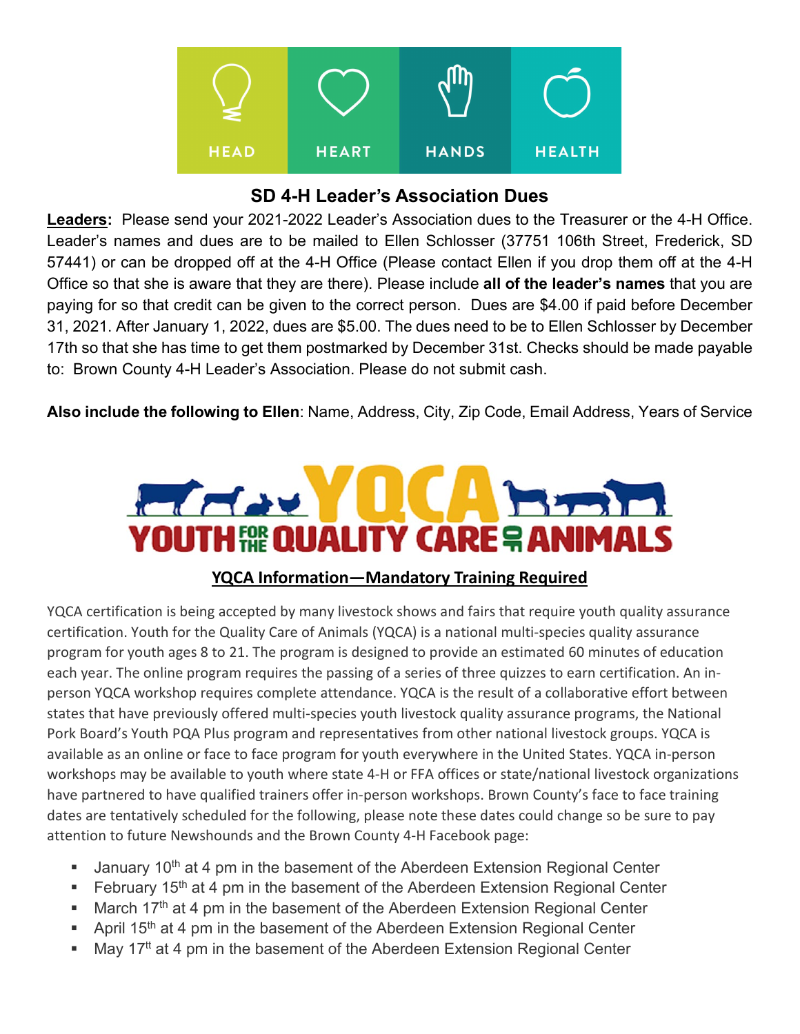HEAD HEART HANDS HEALTH

## SD 4-H Leader's Association Dues

**Leaders:** Please send your 2021-2022 Leader's Association dues to the Treasurer or the 4-H Office. Leader's names and dues are to be mailed to Ellen Schlosser (37751 106th Street, Frederick, SD 57441) or can be dropped off at the 4-H Office (Please contact Ellen if you drop them off at the 4-H Office so that she is aware that they are there). Please include **all of the leader's names** that you are paying for so that credit can be given to the correct person. Dues are $4.00 if paid before December 31, 2021. After January 1, 2022, dues are $5.00. The dues need to be to Ellen Schlosser by December 17th so that she has time to get them postmarked by December 31st. Checks should be made payable to: Brown County 4-H Leader's Association. Please do not submit cash.

**Also include the following to Ellen**: Name, Address, City, Zip Code, Email Address, Years of Service

YQCA

YOUTH FOR THE QUALITY CARE OF ANIMALS

## YQCA Information—Mandatory Training Required

YQCA certification is being accepted by many livestock shows and fairs that require youth quality assurance certification. Youth for the Quality Care of Animals (YQCA) is a national multi-species quality assurance program for youth ages 8 to 21. The program is designed to provide an estimated 60 minutes of education each year. The online program requires the passing of a series of three quizzes to earn certification. An in-person YQCA workshop requires complete attendance. YQCA is the result of a collaborative effort between states that have previously offered multi-species youth livestock quality assurance programs, the National Pork Board's Youth PQA Plus program and representatives from other national livestock groups. YQCA is available as an online or face to face program for youth everywhere in the United States. YQCA in-person workshops may be available to youth where state 4-H or FFA offices or state/national livestock organizations have partnered to have qualified trainers offer in-person workshops. Brown County's face to face training dates are tentatively scheduled for the following, please note these dates could change so be sure to pay attention to future Newshounds and the Brown County 4-H Facebook page:

- January 10th at 4 pm in the basement of the Aberdeen Extension Regional Center
- February 15th at 4 pm in the basement of the Aberdeen Extension Regional Center
- March 17th at 4 pm in the basement of the Aberdeen Extension Regional Center
- April 15th at 4 pm in the basement of the Aberdeen Extension Regional Center
- May 17tt at 4 pm in the basement of the Aberdeen Extension Regional Center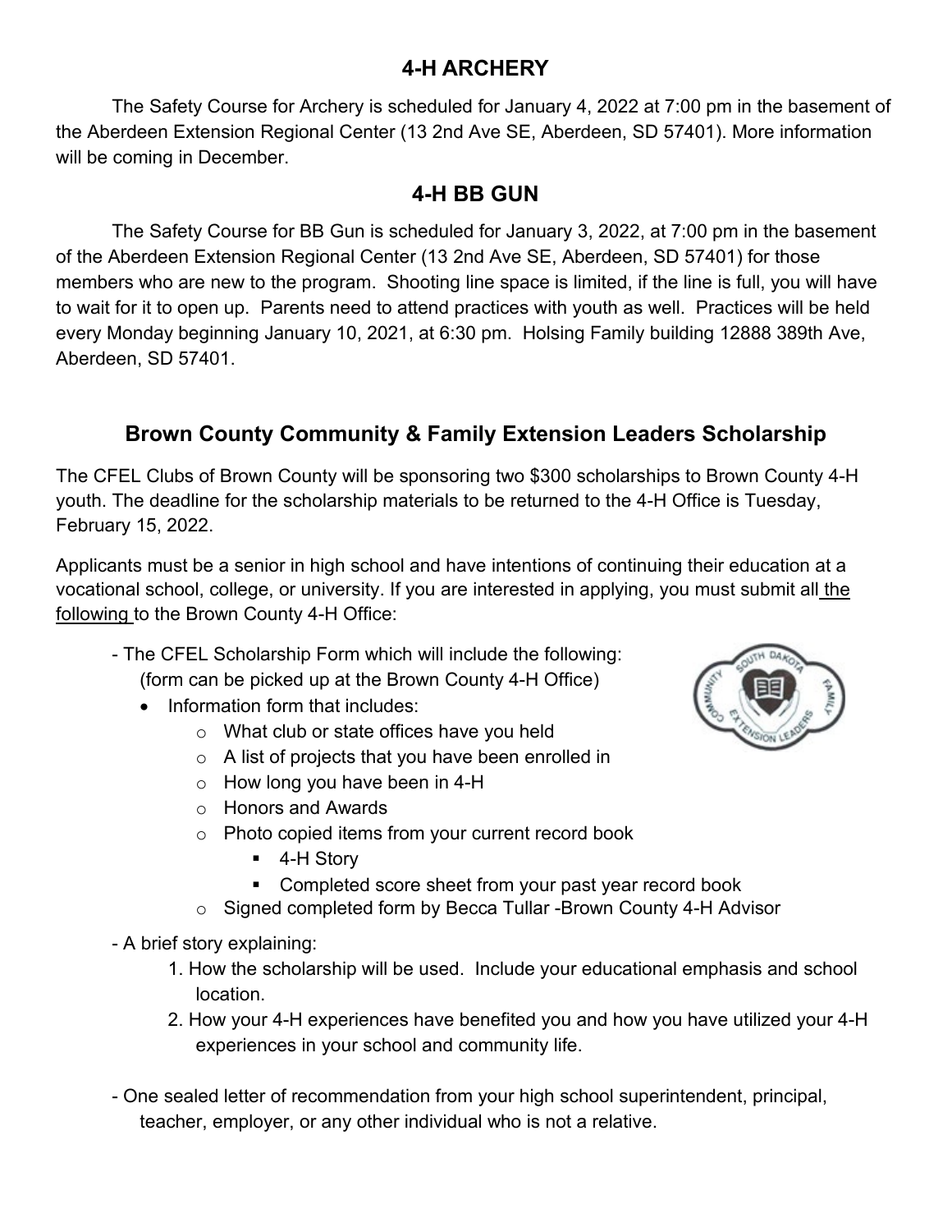## 4-H ARCHERY

The Safety Course for Archery is scheduled for January 4, 2022 at 7:00 pm in the basement of the Aberdeen Extension Regional Center (13 2nd Ave SE, Aberdeen, SD 57401). More information will be coming in December.

## 4-H BB GUN

The Safety Course for BB Gun is scheduled for January 3, 2022, at 7:00 pm in the basement of the Aberdeen Extension Regional Center (13 2nd Ave SE, Aberdeen, SD 57401) for those members who are new to the program. Shooting line space is limited, if the line is full, you will have to wait for it to open up. Parents need to attend practices with youth as well. Practices will be held every Monday beginning January 10, 2021, at 6:30 pm. Holsing Family building 12888 389th Ave, Aberdeen, SD 57401.

## Brown County Community & Family Extension Leaders Scholarship

The CFEL Clubs of Brown County will be sponsoring two $300 scholarships to Brown County 4-H youth. The deadline for the scholarship materials to be returned to the 4-H Office is Tuesday, February 15, 2022.

Applicants must be a senior in high school and have intentions of continuing their education at a vocational school, college, or university. If you are interested in applying, you must submit all the following to the Brown County 4-H Office:

- The CFEL Scholarship Form which will include the following: (form can be picked up at the Brown County 4-H Office)
  - Information form that includes:
    - What club or state offices have you held
    - A list of projects that you have been enrolled in
    - How long you have been in 4-H
    - Honors and Awards
    - Photo copied items from your current record book
      - 4-H Story
      - Completed score sheet from your past year record book
    - Signed completed form by Becca Tullar -Brown County 4-H Advisor
- A brief story explaining:
  1. How the scholarship will be used. Include your educational emphasis and school location.
  2. How your 4-H experiences have benefited you and how you have utilized your 4-H experiences in your school and community life.
- One sealed letter of recommendation from your high school superintendent, principal, teacher, employer, or any other individual who is not a relative.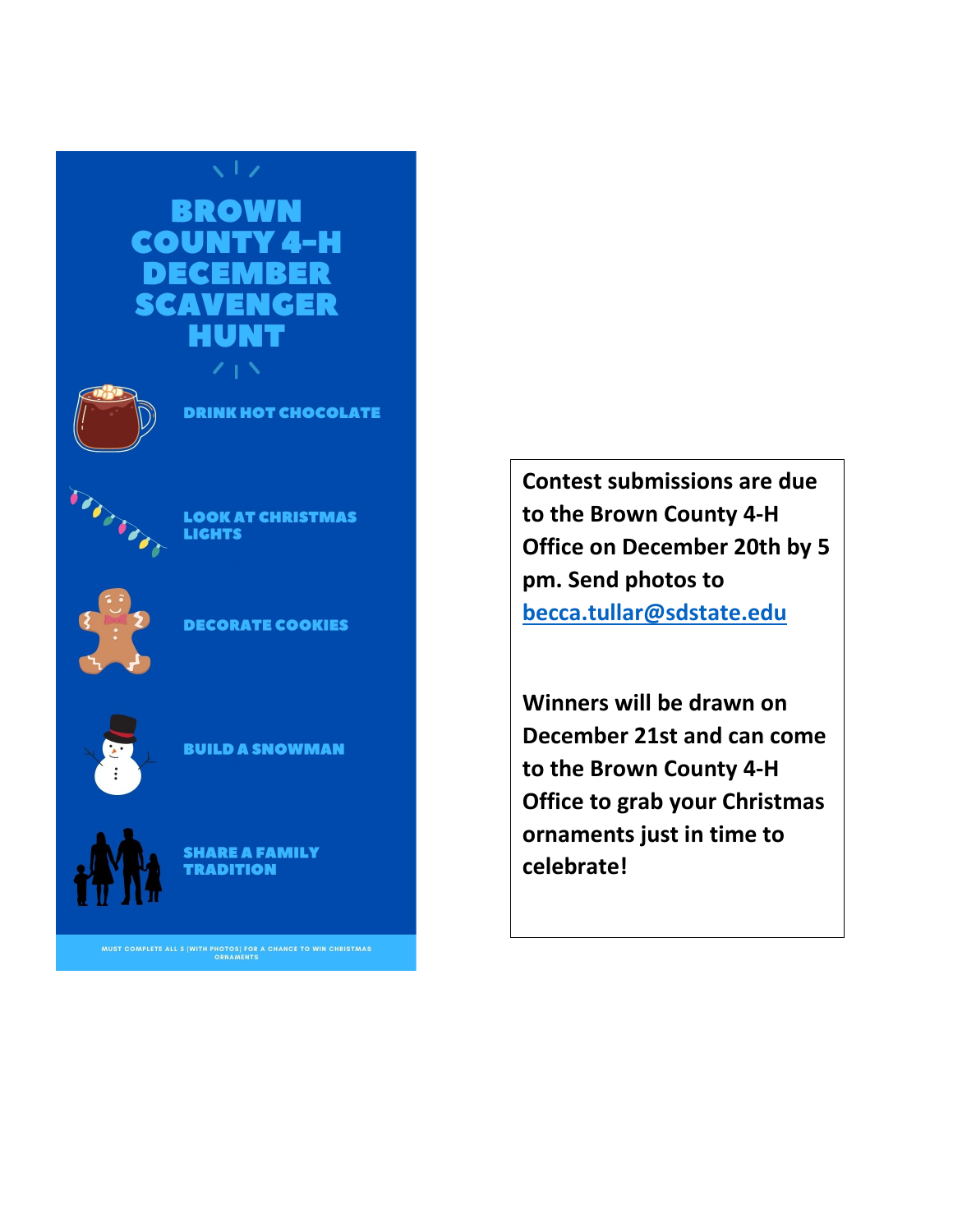# BROWN COUNTY 4-H DECEMBER SCAVENGER HUNT

- DRINK HOT CHOCOLATE
- LOOK AT CHRISTMAS LIGHTS
- DECORATE COOKIES
- BUILD A SNOWMAN
- SHARE A FAMILY TRADITION

MUST COMPLETE ALL 5 (WITH PHOTOS) FOR A CHANCE TO WIN CHRISTMAS ORNAMENTS

**Contest submissions are due to the Brown County 4-H Office on December 20th by 5 pm. Send photos to becca.tullar@sdstate.edu**

**Winners will be drawn on December 21st and can come to the Brown County 4-H Office to grab your Christmas ornaments just in time to celebrate!**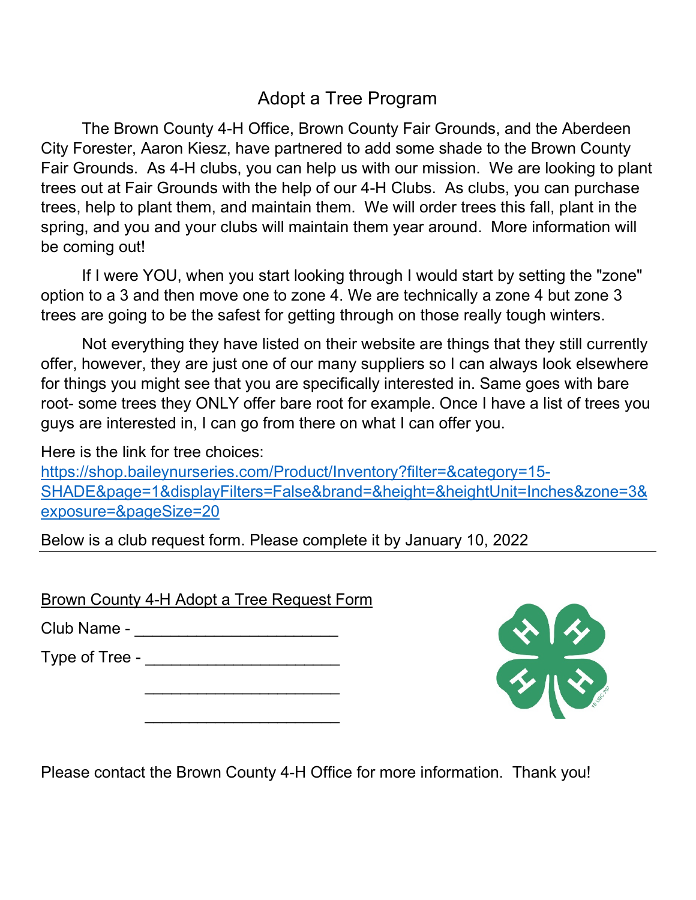# Adopt a Tree Program

The Brown County 4-H Office, Brown County Fair Grounds, and the Aberdeen City Forester, Aaron Kiesz, have partnered to add some shade to the Brown County Fair Grounds. As 4-H clubs, you can help us with our mission. We are looking to plant trees out at Fair Grounds with the help of our 4-H Clubs. As clubs, you can purchase trees, help to plant them, and maintain them. We will order trees this fall, plant in the spring, and you and your clubs will maintain them year around. More information will be coming out!

If I were YOU, when you start looking through I would start by setting the "zone" option to a 3 and then move one to zone 4. We are technically a zone 4 but zone 3 trees are going to be the safest for getting through on those really tough winters.

Not everything they have listed on their website are things that they still currently offer, however, they are just one of our many suppliers so I can always look elsewhere for things you might see that you are specifically interested in. Same goes with bare root- some trees they ONLY offer bare root for example. Once I have a list of trees you guys are interested in, I can go from there on what I can offer you.

Here is the link for tree choices:
https://shop.baileynurseries.com/Product/Inventory?filter=&category=15-SHADE&page=1&displayFilters=False&brand=&height=&heightUnit=Inches&zone=3&exposure=&pageSize=20

Below is a club request form. Please complete it by January 10, 2022

---

Brown County 4-H Adopt a Tree Request Form

Club Name - ______________________

Type of Tree - ______________________

______________________

______________________

Please contact the Brown County 4-H Office for more information. Thank you!